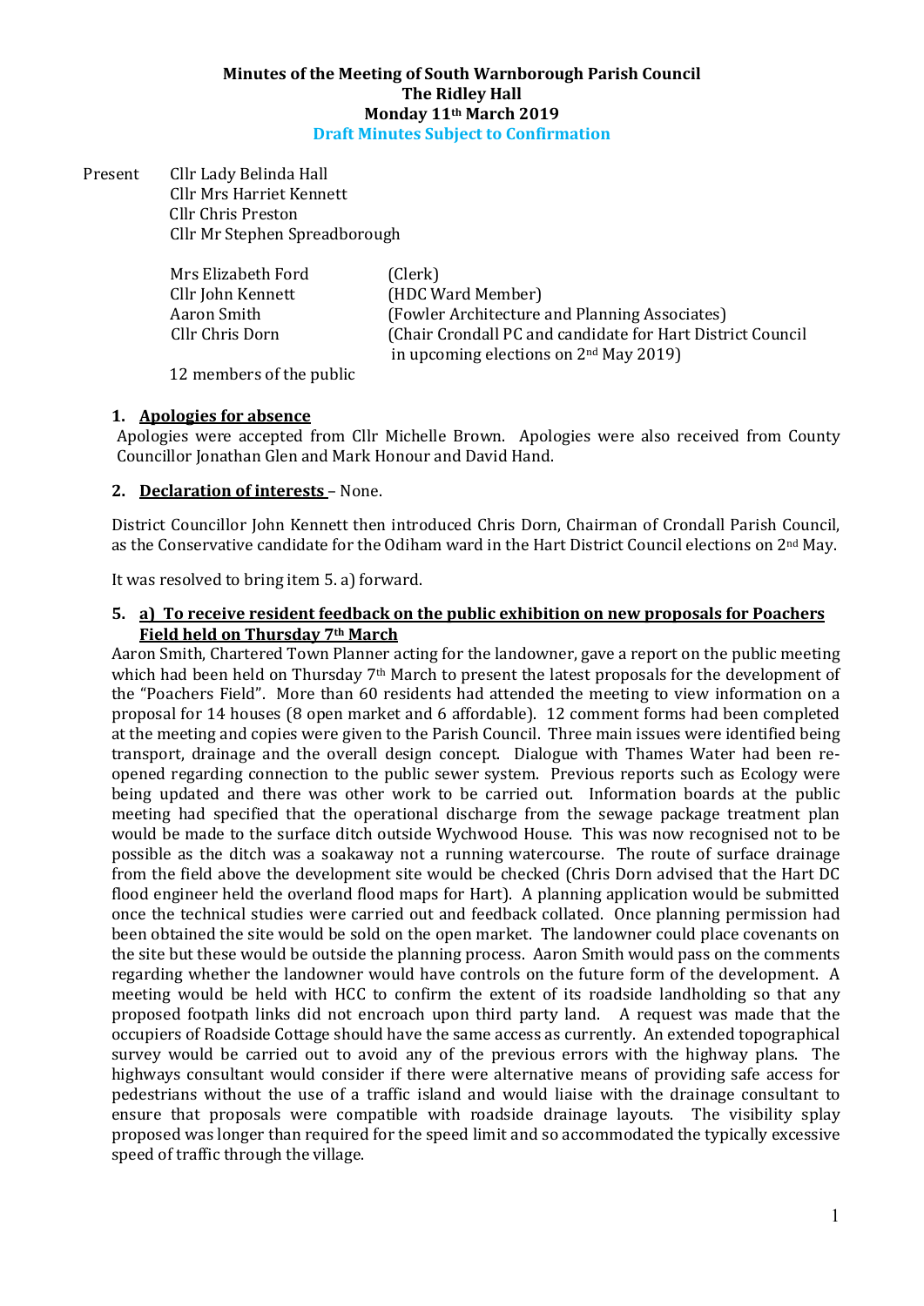**Minutes of the Meeting of South Warnborough Parish Council**
**The Ridley Hall**
**Monday 11th March 2019**
**Draft Minutes Subject to Confirmation**

Present Cllr Lady Belinda Hall
Cllr Mrs Harriet Kennett
Cllr Chris Preston
Cllr Mr Stephen Spreadborough

| | |
|---|---|
| Mrs Elizabeth Ford | (Clerk) |
| Cllr John Kennett | (HDC Ward Member) |
| Aaron Smith | (Fowler Architecture and Planning Associates) |
| Cllr Chris Dorn | (Chair Crondall PC and candidate for Hart District Council in upcoming elections on 2nd May 2019) |

12 members of the public

**1. Apologies for absence**

Apologies were accepted from Cllr Michelle Brown. Apologies were also received from County Councillor Jonathan Glen and Mark Honour and David Hand.

**2. Declaration of interests** – None.

District Councillor John Kennett then introduced Chris Dorn, Chairman of Crondall Parish Council, as the Conservative candidate for the Odiham ward in the Hart District Council elections on 2nd May.

It was resolved to bring item 5. a) forward.

**5. a) To receive resident feedback on the public exhibition on new proposals for Poachers Field held on Thursday 7th March**

Aaron Smith, Chartered Town Planner acting for the landowner, gave a report on the public meeting which had been held on Thursday 7th March to present the latest proposals for the development of the "Poachers Field". More than 60 residents had attended the meeting to view information on a proposal for 14 houses (8 open market and 6 affordable). 12 comment forms had been completed at the meeting and copies were given to the Parish Council. Three main issues were identified being transport, drainage and the overall design concept. Dialogue with Thames Water had been re-opened regarding connection to the public sewer system. Previous reports such as Ecology were being updated and there was other work to be carried out. Information boards at the public meeting had specified that the operational discharge from the sewage package treatment plan would be made to the surface ditch outside Wychwood House. This was now recognised not to be possible as the ditch was a soakaway not a running watercourse. The route of surface drainage from the field above the development site would be checked (Chris Dorn advised that the Hart DC flood engineer held the overland flood maps for Hart). A planning application would be submitted once the technical studies were carried out and feedback collated. Once planning permission had been obtained the site would be sold on the open market. The landowner could place covenants on the site but these would be outside the planning process. Aaron Smith would pass on the comments regarding whether the landowner would have controls on the future form of the development. A meeting would be held with HCC to confirm the extent of its roadside landholding so that any proposed footpath links did not encroach upon third party land. A request was made that the occupiers of Roadside Cottage should have the same access as currently. An extended topographical survey would be carried out to avoid any of the previous errors with the highway plans. The highways consultant would consider if there were alternative means of providing safe access for pedestrians without the use of a traffic island and would liaise with the drainage consultant to ensure that proposals were compatible with roadside drainage layouts. The visibility splay proposed was longer than required for the speed limit and so accommodated the typically excessive speed of traffic through the village.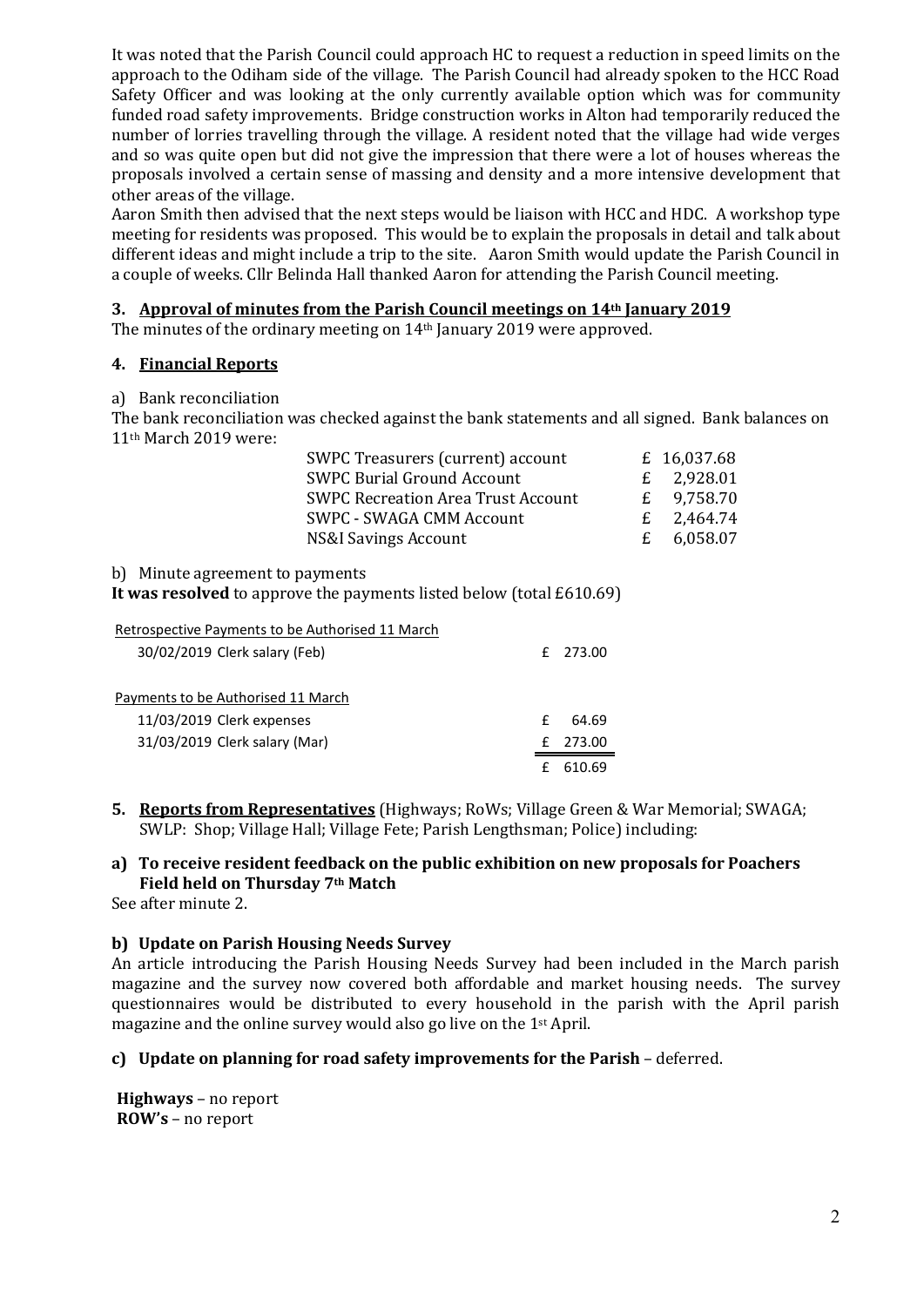It was noted that the Parish Council could approach HC to request a reduction in speed limits on the approach to the Odiham side of the village. The Parish Council had already spoken to the HCC Road Safety Officer and was looking at the only currently available option which was for community funded road safety improvements. Bridge construction works in Alton had temporarily reduced the number of lorries travelling through the village. A resident noted that the village had wide verges and so was quite open but did not give the impression that there were a lot of houses whereas the proposals involved a certain sense of massing and density and a more intensive development that other areas of the village.

Aaron Smith then advised that the next steps would be liaison with HCC and HDC. A workshop type meeting for residents was proposed. This would be to explain the proposals in detail and talk about different ideas and might include a trip to the site. Aaron Smith would update the Parish Council in a couple of weeks. Cllr Belinda Hall thanked Aaron for attending the Parish Council meeting.

## 3. Approval of minutes from the Parish Council meetings on 14th January 2019

The minutes of the ordinary meeting on 14th January 2019 were approved.

## 4. Financial Reports

a) Bank reconciliation

The bank reconciliation was checked against the bank statements and all signed. Bank balances on 11th March 2019 were:

| Account | Balance |
|---|---|
| SWPC Treasurers (current) account | £ 16,037.68 |
| SWPC Burial Ground Account | £ 2,928.01 |
| SWPC Recreation Area Trust Account | £ 9,758.70 |
| SWPC - SWAGA CMM Account | £ 2,464.74 |
| NS&I Savings Account | £ 6,058.07 |

b) Minute agreement to payments

**It was resolved** to approve the payments listed below (total £610.69)

| Retrospective Payments to be Authorised 11 March | |
|---|---|
| 30/02/2019 Clerk salary (Feb) | £ 273.00 |
| **Payments to be Authorised 11 March** | |
| 11/03/2019 Clerk expenses | £ 64.69 |
| 31/03/2019 Clerk salary (Mar) | £ 273.00 |
| | £ 610.69 |

## 5. Reports from Representatives (Highways; RoWs; Village Green & War Memorial; SWAGA; SWLP: Shop; Village Hall; Village Fete; Parish Lengthsman; Police) including:

### a) To receive resident feedback on the public exhibition on new proposals for Poachers Field held on Thursday 7th Match

See after minute 2.

### b) Update on Parish Housing Needs Survey

An article introducing the Parish Housing Needs Survey had been included in the March parish magazine and the survey now covered both affordable and market housing needs. The survey questionnaires would be distributed to every household in the parish with the April parish magazine and the online survey would also go live on the 1st April.

### c) Update on planning for road safety improvements for the Parish – deferred.

**Highways** – no report
**ROW's** – no report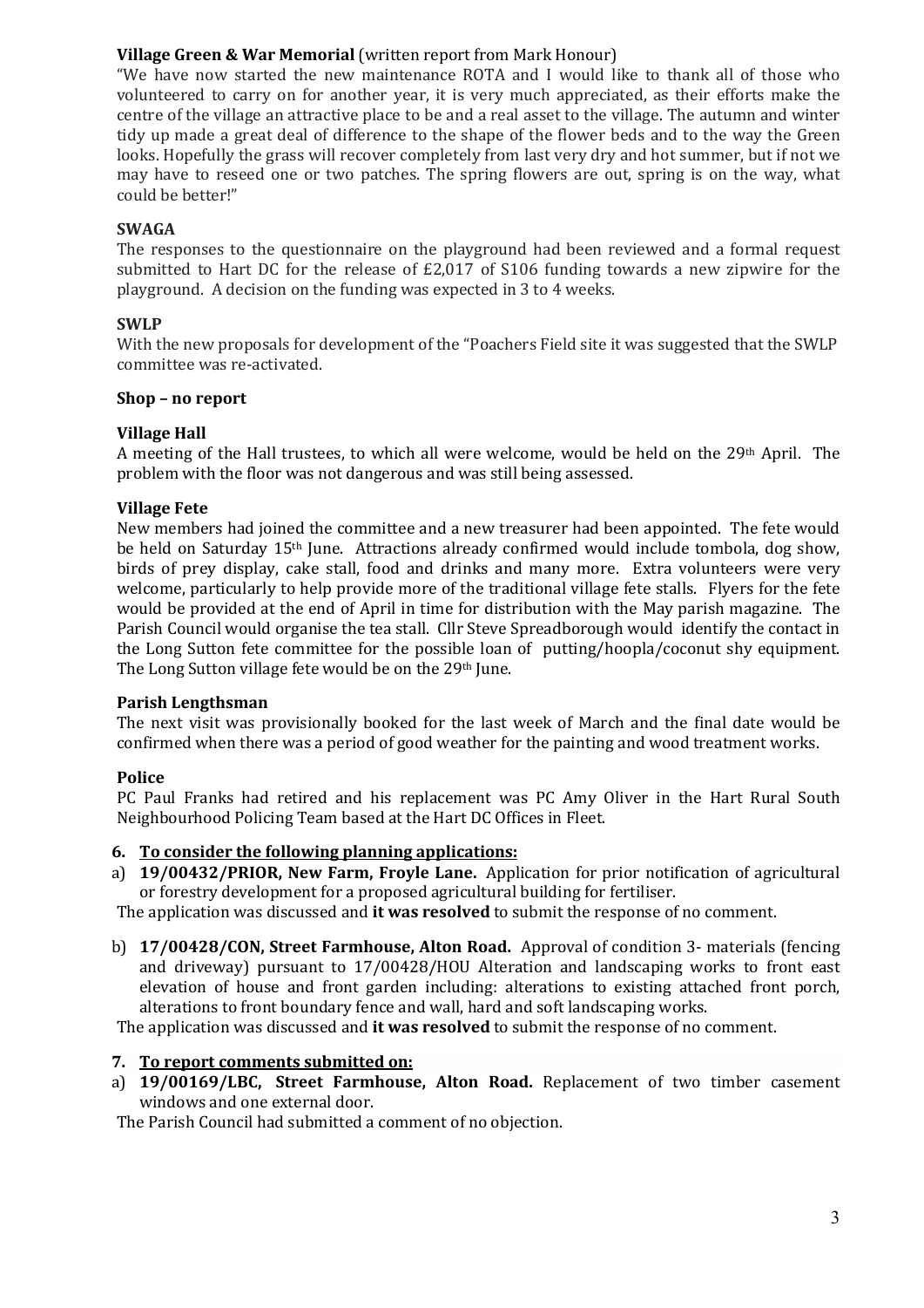**Village Green & War Memorial** (written report from Mark Honour)

"We have now started the new maintenance ROTA and I would like to thank all of those who volunteered to carry on for another year, it is very much appreciated, as their efforts make the centre of the village an attractive place to be and a real asset to the village. The autumn and winter tidy up made a great deal of difference to the shape of the flower beds and to the way the Green looks. Hopefully the grass will recover completely from last very dry and hot summer, but if not we may have to reseed one or two patches. The spring flowers are out, spring is on the way, what could be better!"

**SWAGA**

The responses to the questionnaire on the playground had been reviewed and a formal request submitted to Hart DC for the release of £2,017 of S106 funding towards a new zipwire for the playground. A decision on the funding was expected in 3 to 4 weeks.

**SWLP**

With the new proposals for development of the "Poachers Field site it was suggested that the SWLP committee was re-activated.

**Shop – no report**

**Village Hall**

A meeting of the Hall trustees, to which all were welcome, would be held on the 29th April. The problem with the floor was not dangerous and was still being assessed.

**Village Fete**

New members had joined the committee and a new treasurer had been appointed. The fete would be held on Saturday 15th June. Attractions already confirmed would include tombola, dog show, birds of prey display, cake stall, food and drinks and many more. Extra volunteers were very welcome, particularly to help provide more of the traditional village fete stalls. Flyers for the fete would be provided at the end of April in time for distribution with the May parish magazine. The Parish Council would organise the tea stall. Cllr Steve Spreadborough would identify the contact in the Long Sutton fete committee for the possible loan of putting/hoopla/coconut shy equipment. The Long Sutton village fete would be on the 29th June.

**Parish Lengthsman**

The next visit was provisionally booked for the last week of March and the final date would be confirmed when there was a period of good weather for the painting and wood treatment works.

**Police**

PC Paul Franks had retired and his replacement was PC Amy Oliver in the Hart Rural South Neighbourhood Policing Team based at the Hart DC Offices in Fleet.

**6. <u>To consider the following planning applications:</u>**

a) **19/00432/PRIOR, New Farm, Froyle Lane.** Application for prior notification of agricultural or forestry development for a proposed agricultural building for fertiliser.

The application was discussed and **it was resolved** to submit the response of no comment.

b) **17/00428/CON, Street Farmhouse, Alton Road.** Approval of condition 3- materials (fencing and driveway) pursuant to 17/00428/HOU Alteration and landscaping works to front east elevation of house and front garden including: alterations to existing attached front porch, alterations to front boundary fence and wall, hard and soft landscaping works.

The application was discussed and **it was resolved** to submit the response of no comment.

**7. <u>To report comments submitted on:</u>**

a) **19/00169/LBC, Street Farmhouse, Alton Road.** Replacement of two timber casement windows and one external door.

The Parish Council had submitted a comment of no objection.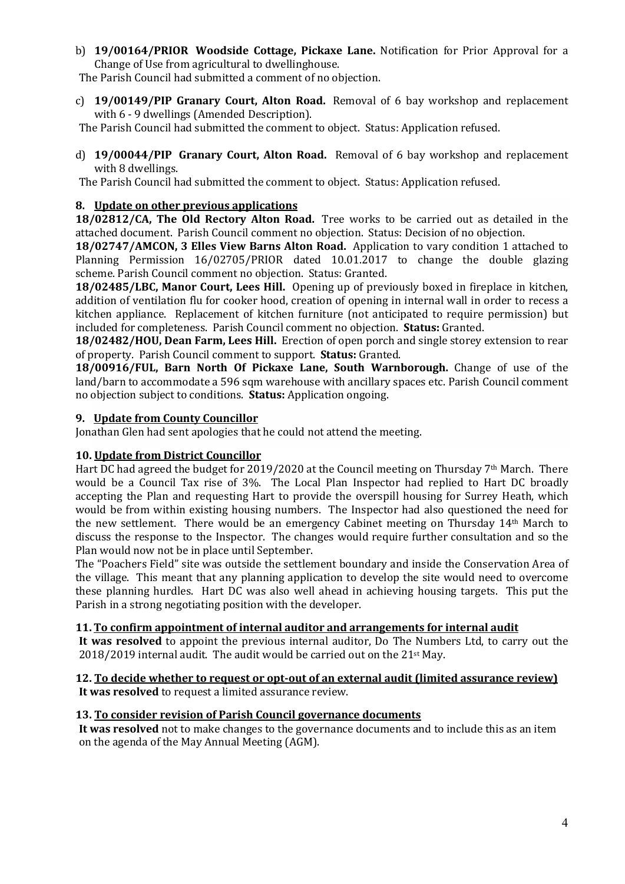b) **19/00164/PRIOR Woodside Cottage, Pickaxe Lane.** Notification for Prior Approval for a Change of Use from agricultural to dwellinghouse.

The Parish Council had submitted a comment of no objection.

c) **19/00149/PIP Granary Court, Alton Road.** Removal of 6 bay workshop and replacement with 6 - 9 dwellings (Amended Description).

The Parish Council had submitted the comment to object. Status: Application refused.

d) **19/00044/PIP Granary Court, Alton Road.** Removal of 6 bay workshop and replacement with 8 dwellings.

The Parish Council had submitted the comment to object. Status: Application refused.

## 8. Update on other previous applications

**18/02812/CA, The Old Rectory Alton Road.** Tree works to be carried out as detailed in the attached document. Parish Council comment no objection. Status: Decision of no objection.

**18/02747/AMCON, 3 Elles View Barns Alton Road.** Application to vary condition 1 attached to Planning Permission 16/02705/PRIOR dated 10.01.2017 to change the double glazing scheme. Parish Council comment no objection. Status: Granted.

**18/02485/LBC, Manor Court, Lees Hill.** Opening up of previously boxed in fireplace in kitchen, addition of ventilation flu for cooker hood, creation of opening in internal wall in order to recess a kitchen appliance. Replacement of kitchen furniture (not anticipated to require permission) but included for completeness. Parish Council comment no objection. **Status:** Granted.

**18/02482/HOU, Dean Farm, Lees Hill.** Erection of open porch and single storey extension to rear of property. Parish Council comment to support. **Status:** Granted.

**18/00916/FUL, Barn North Of Pickaxe Lane, South Warnborough.** Change of use of the land/barn to accommodate a 596 sqm warehouse with ancillary spaces etc. Parish Council comment no objection subject to conditions. **Status:** Application ongoing.

## 9. Update from County Councillor

Jonathan Glen had sent apologies that he could not attend the meeting.

## 10. Update from District Councillor

Hart DC had agreed the budget for 2019/2020 at the Council meeting on Thursday 7th March. There would be a Council Tax rise of 3%. The Local Plan Inspector had replied to Hart DC broadly accepting the Plan and requesting Hart to provide the overspill housing for Surrey Heath, which would be from within existing housing numbers. The Inspector had also questioned the need for the new settlement. There would be an emergency Cabinet meeting on Thursday 14th March to discuss the response to the Inspector. The changes would require further consultation and so the Plan would now not be in place until September.

The "Poachers Field" site was outside the settlement boundary and inside the Conservation Area of the village. This meant that any planning application to develop the site would need to overcome these planning hurdles. Hart DC was also well ahead in achieving housing targets. This put the Parish in a strong negotiating position with the developer.

## 11. To confirm appointment of internal auditor and arrangements for internal audit

**It was resolved** to appoint the previous internal auditor, Do The Numbers Ltd, to carry out the 2018/2019 internal audit. The audit would be carried out on the 21st May.

## 12. To decide whether to request or opt-out of an external audit (limited assurance review)

**It was resolved** to request a limited assurance review.

## 13. To consider revision of Parish Council governance documents

**It was resolved** not to make changes to the governance documents and to include this as an item on the agenda of the May Annual Meeting (AGM).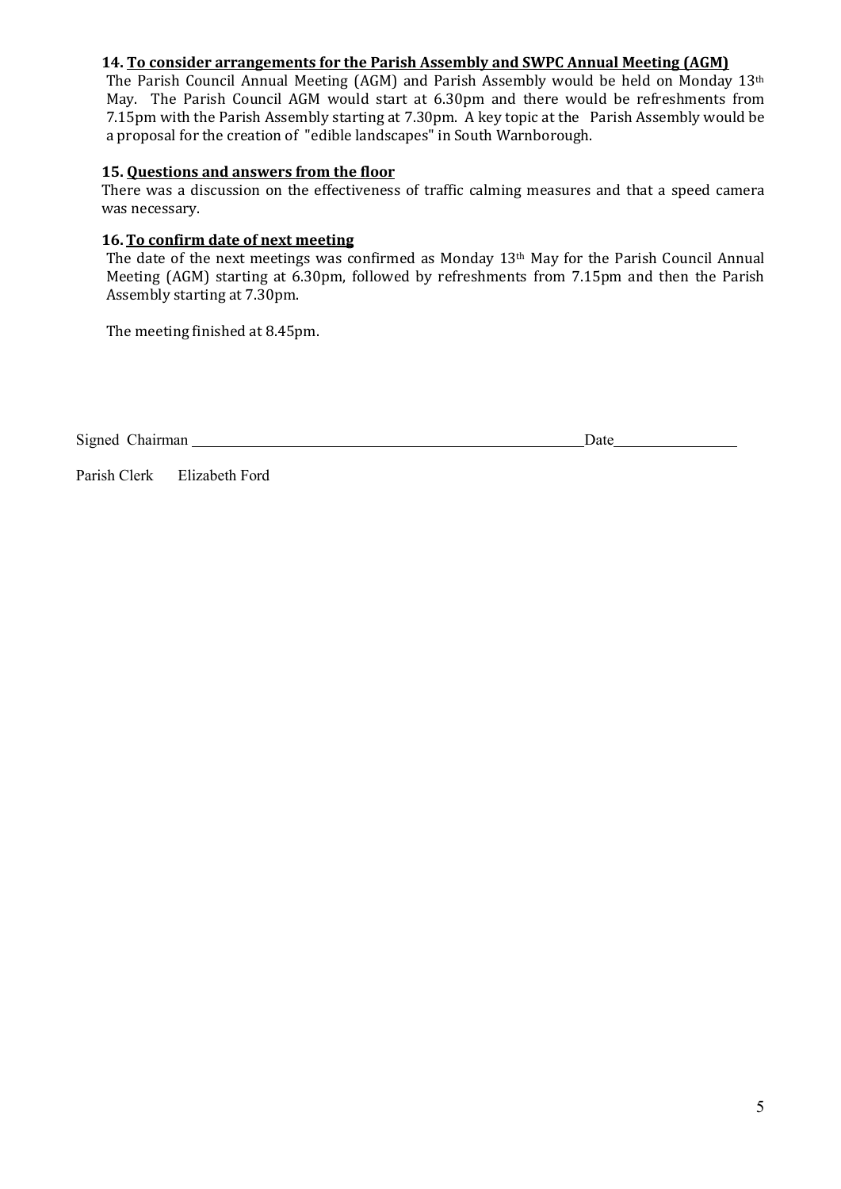**14. To consider arrangements for the Parish Assembly and SWPC Annual Meeting (AGM)**

The Parish Council Annual Meeting (AGM) and Parish Assembly would be held on Monday 13th May. The Parish Council AGM would start at 6.30pm and there would be refreshments from 7.15pm with the Parish Assembly starting at 7.30pm. A key topic at the Parish Assembly would be a proposal for the creation of "edible landscapes" in South Warnborough.

**15. Questions and answers from the floor**

There was a discussion on the effectiveness of traffic calming measures and that a speed camera was necessary.

**16. To confirm date of next meeting**

The date of the next meetings was confirmed as Monday 13th May for the Parish Council Annual Meeting (AGM) starting at 6.30pm, followed by refreshments from 7.15pm and then the Parish Assembly starting at 7.30pm.

The meeting finished at 8.45pm.

Signed Chairman \_\_\_\_\_\_\_\_\_\_\_\_\_\_\_\_\_\_\_\_\_\_\_\_\_\_\_\_\_\_\_\_\_\_\_\_\_\_\_\_ Date \_\_\_\_\_\_\_\_\_\_\_\_\_\_\_\_

Parish Clerk Elizabeth Ford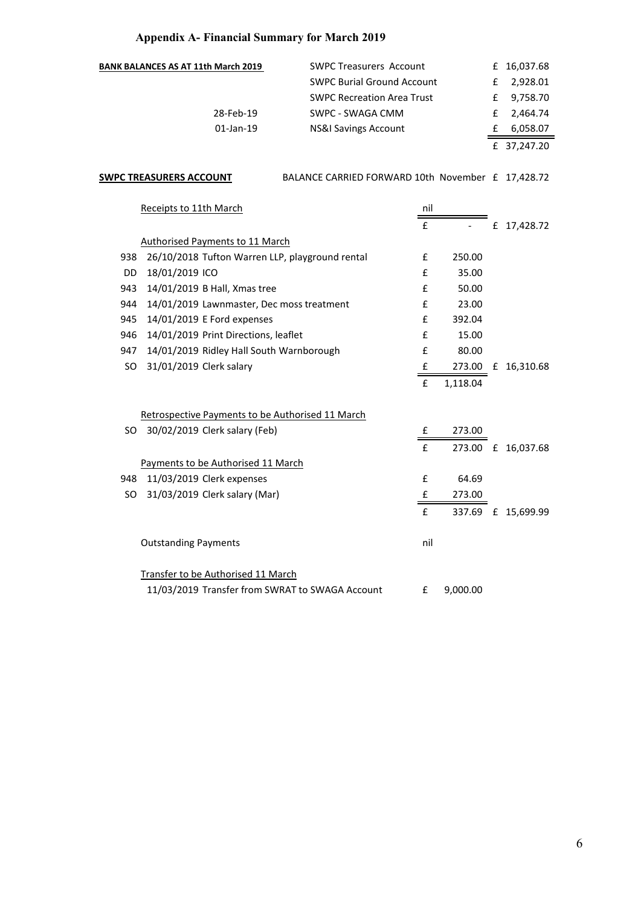# Appendix A- Financial Summary for March 2019

| | | | |
|---|---|---|---|
| **BANK BALANCES AS AT 11th March 2019** | SWPC Treasurers Account | £ | 16,037.68 |
| | SWPC Burial Ground Account | £ | 2,928.01 |
| | SWPC Recreation Area Trust | £ | 9,758.70 |
| 28-Feb-19 | SWPC - SWAGA CMM | £ | 2,464.74 |
| 01-Jan-19 | NS&I Savings Account | £ | 6,058.07 |
| | | £ | 37,247.20 |

**SWPC TREASURERS ACCOUNT** BALANCE CARRIED FORWARD 10th November £ 17,428.72

| | | | | | |
|---|---|---|---|---|---|
| | Receipts to 11th March | nil | | | |
| | | £ | - | £ | 17,428.72 |
| | Authorised Payments to 11 March | | | | |
| 938 | 26/10/2018 Tufton Warren LLP, playground rental | £ | 250.00 | | |
| DD | 18/01/2019 ICO | £ | 35.00 | | |
| 943 | 14/01/2019 B Hall, Xmas tree | £ | 50.00 | | |
| 944 | 14/01/2019 Lawnmaster, Dec moss treatment | £ | 23.00 | | |
| 945 | 14/01/2019 E Ford expenses | £ | 392.04 | | |
| 946 | 14/01/2019 Print Directions, leaflet | £ | 15.00 | | |
| 947 | 14/01/2019 Ridley Hall South Warnborough | £ | 80.00 | | |
| SO | 31/01/2019 Clerk salary | £ | 273.00 | £ | 16,310.68 |
| | | £ | 1,118.04 | | |
| | Retrospective Payments to be Authorised 11 March | | | | |
| SO | 30/02/2019 Clerk salary (Feb) | £ | 273.00 | | |
| | | £ | 273.00 | £ | 16,037.68 |
| | Payments to be Authorised 11 March | | | | |
| 948 | 11/03/2019 Clerk expenses | £ | 64.69 | | |
| SO | 31/03/2019 Clerk salary (Mar) | £ | 273.00 | | |
| | | £ | 337.69 | £ | 15,699.99 |
| | Outstanding Payments | nil | | | |
| | Transfer to be Authorised 11 March | | | | |
| | 11/03/2019 Transfer from SWRAT to SWAGA Account | £ | 9,000.00 | | |